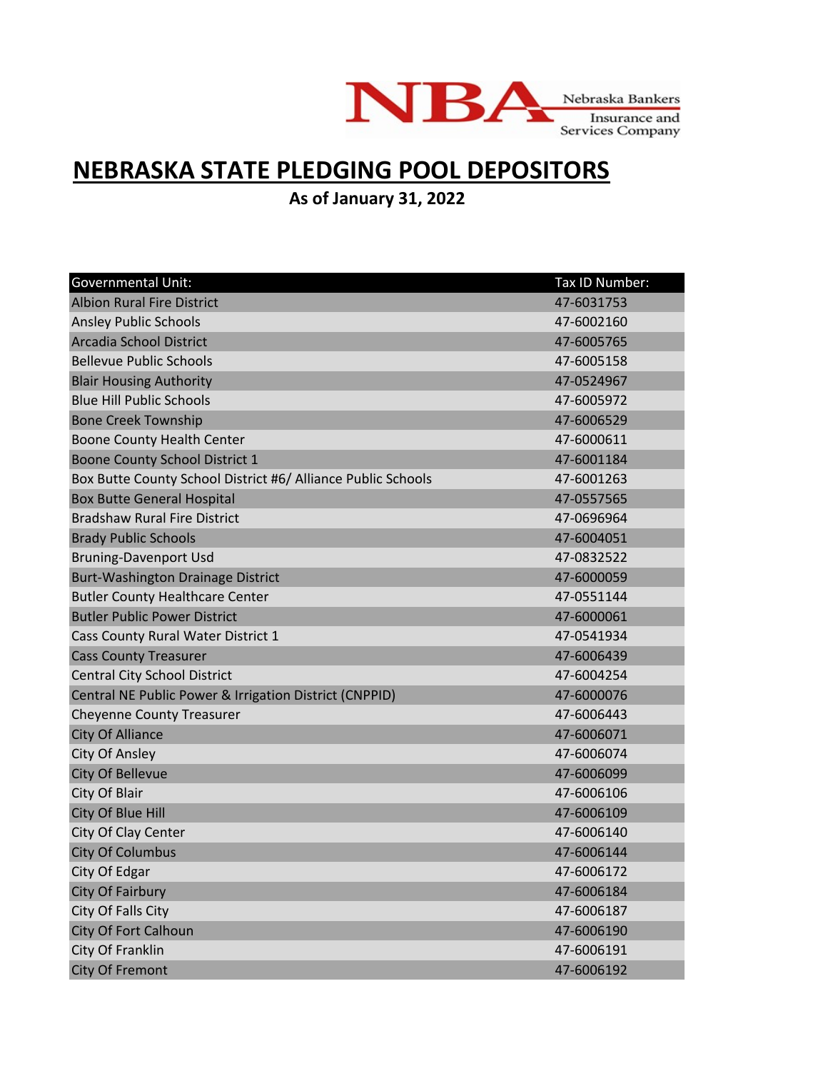# NEBRASKA STATE PLEDGING POOL DEPOSITORS

**As of January 31, 2022**

| Governmental Unit: | Tax ID Number: |
|---|---|
| Albion Rural Fire District | 47-6031753 |
| Ansley Public Schools | 47-6002160 |
| Arcadia School District | 47-6005765 |
| Bellevue Public Schools | 47-6005158 |
| Blair Housing Authority | 47-0524967 |
| Blue Hill Public Schools | 47-6005972 |
| Bone Creek Township | 47-6006529 |
| Boone County Health Center | 47-6000611 |
| Boone County School District 1 | 47-6001184 |
| Box Butte County School District #6/ Alliance Public Schools | 47-6001263 |
| Box Butte General Hospital | 47-0557565 |
| Bradshaw Rural Fire District | 47-0696964 |
| Brady Public Schools | 47-6004051 |
| Bruning-Davenport Usd | 47-0832522 |
| Burt-Washington Drainage District | 47-6000059 |
| Butler County Healthcare Center | 47-0551144 |
| Butler Public Power District | 47-6000061 |
| Cass County Rural Water District 1 | 47-0541934 |
| Cass County Treasurer | 47-6006439 |
| Central City School District | 47-6004254 |
| Central NE Public Power & Irrigation District (CNPPID) | 47-6000076 |
| Cheyenne County Treasurer | 47-6006443 |
| City Of Alliance | 47-6006071 |
| City Of Ansley | 47-6006074 |
| City Of Bellevue | 47-6006099 |
| City Of Blair | 47-6006106 |
| City Of Blue Hill | 47-6006109 |
| City Of Clay Center | 47-6006140 |
| City Of Columbus | 47-6006144 |
| City Of Edgar | 47-6006172 |
| City Of Fairbury | 47-6006184 |
| City Of Falls City | 47-6006187 |
| City Of Fort Calhoun | 47-6006190 |
| City Of Franklin | 47-6006191 |
| City Of Fremont | 47-6006192 |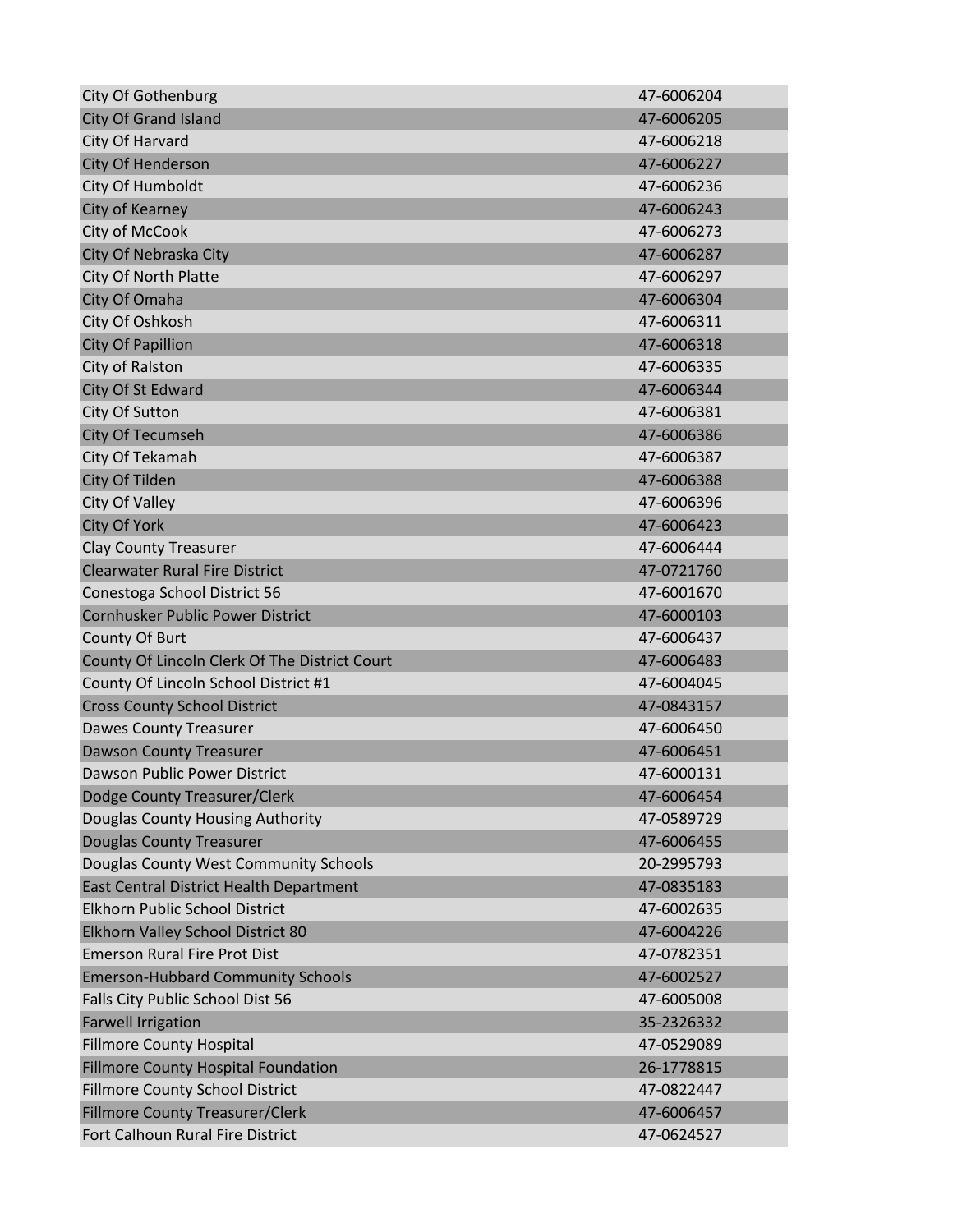| | |
|---|---|
| City Of Gothenburg | 47-6006204 |
| City Of Grand Island | 47-6006205 |
| City Of Harvard | 47-6006218 |
| City Of Henderson | 47-6006227 |
| City Of Humboldt | 47-6006236 |
| City of Kearney | 47-6006243 |
| City of McCook | 47-6006273 |
| City Of Nebraska City | 47-6006287 |
| City Of North Platte | 47-6006297 |
| City Of Omaha | 47-6006304 |
| City Of Oshkosh | 47-6006311 |
| City Of Papillion | 47-6006318 |
| City of Ralston | 47-6006335 |
| City Of St Edward | 47-6006344 |
| City Of Sutton | 47-6006381 |
| City Of Tecumseh | 47-6006386 |
| City Of Tekamah | 47-6006387 |
| City Of Tilden | 47-6006388 |
| City Of Valley | 47-6006396 |
| City Of York | 47-6006423 |
| Clay County Treasurer | 47-6006444 |
| Clearwater Rural Fire District | 47-0721760 |
| Conestoga School District 56 | 47-6001670 |
| Cornhusker Public Power District | 47-6000103 |
| County Of Burt | 47-6006437 |
| County Of Lincoln Clerk Of The District Court | 47-6006483 |
| County Of Lincoln School District #1 | 47-6004045 |
| Cross County School District | 47-0843157 |
| Dawes County Treasurer | 47-6006450 |
| Dawson County Treasurer | 47-6006451 |
| Dawson Public Power District | 47-6000131 |
| Dodge County Treasurer/Clerk | 47-6006454 |
| Douglas County Housing Authority | 47-0589729 |
| Douglas County Treasurer | 47-6006455 |
| Douglas County West Community Schools | 20-2995793 |
| East Central District Health Department | 47-0835183 |
| Elkhorn Public School District | 47-6002635 |
| Elkhorn Valley School District 80 | 47-6004226 |
| Emerson Rural Fire Prot Dist | 47-0782351 |
| Emerson-Hubbard Community Schools | 47-6002527 |
| Falls City Public School Dist 56 | 47-6005008 |
| Farwell Irrigation | 35-2326332 |
| Fillmore County Hospital | 47-0529089 |
| Fillmore County Hospital Foundation | 26-1778815 |
| Fillmore County School District | 47-0822447 |
| Fillmore County Treasurer/Clerk | 47-6006457 |
| Fort Calhoun Rural Fire District | 47-0624527 |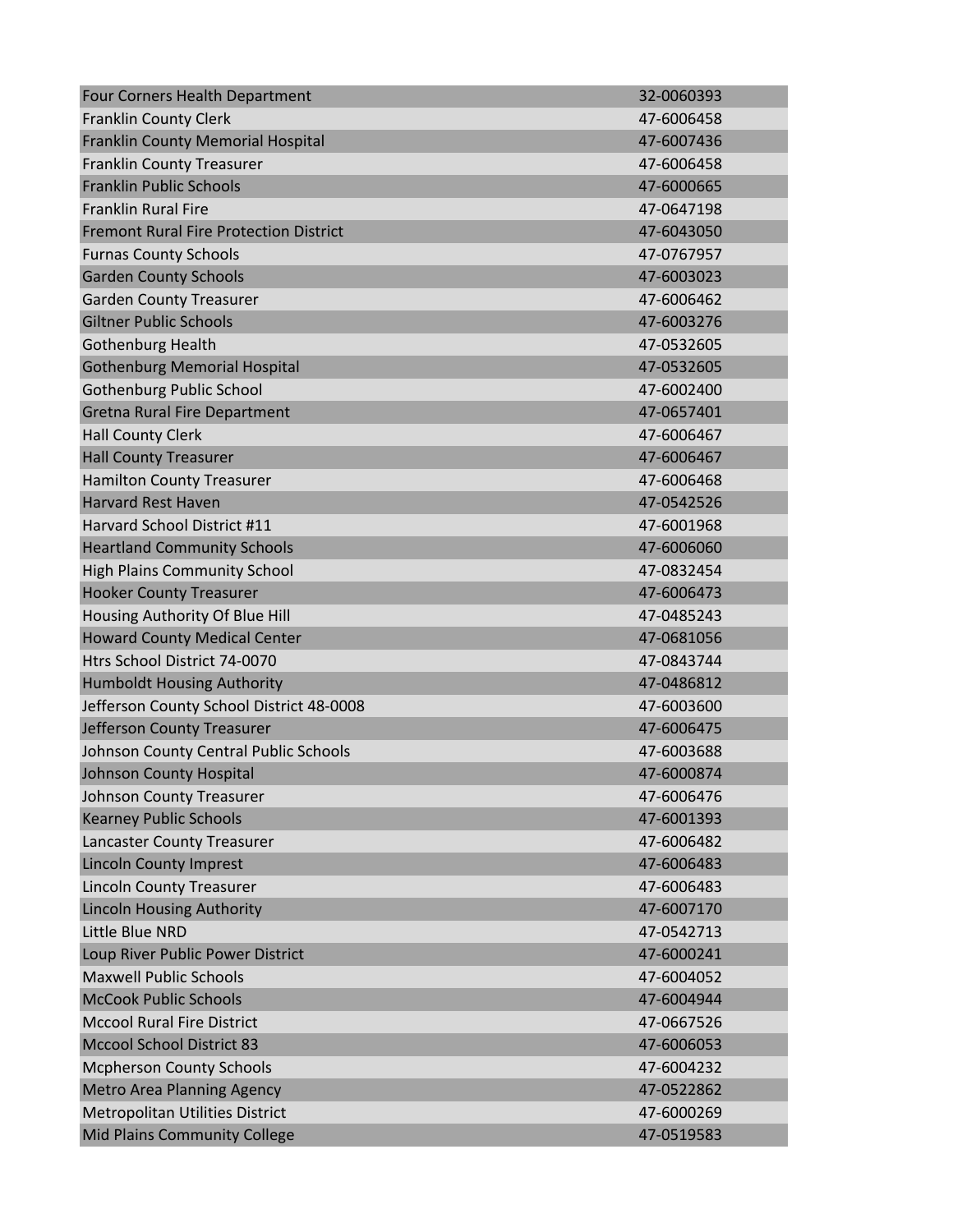| Four Corners Health Department | 32-0060393 |
|---|---|
| Franklin County Clerk | 47-6006458 |
| Franklin County Memorial Hospital | 47-6007436 |
| Franklin County Treasurer | 47-6006458 |
| Franklin Public Schools | 47-6000665 |
| Franklin Rural Fire | 47-0647198 |
| Fremont Rural Fire Protection District | 47-6043050 |
| Furnas County Schools | 47-0767957 |
| Garden County Schools | 47-6003023 |
| Garden County Treasurer | 47-6006462 |
| Giltner Public Schools | 47-6003276 |
| Gothenburg Health | 47-0532605 |
| Gothenburg Memorial Hospital | 47-0532605 |
| Gothenburg Public School | 47-6002400 |
| Gretna Rural Fire Department | 47-0657401 |
| Hall County Clerk | 47-6006467 |
| Hall County Treasurer | 47-6006467 |
| Hamilton County Treasurer | 47-6006468 |
| Harvard Rest Haven | 47-0542526 |
| Harvard School District #11 | 47-6001968 |
| Heartland Community Schools | 47-6006060 |
| High Plains Community School | 47-0832454 |
| Hooker County Treasurer | 47-6006473 |
| Housing Authority Of Blue Hill | 47-0485243 |
| Howard County Medical Center | 47-0681056 |
| Htrs School District 74-0070 | 47-0843744 |
| Humboldt Housing Authority | 47-0486812 |
| Jefferson County School District 48-0008 | 47-6003600 |
| Jefferson County Treasurer | 47-6006475 |
| Johnson County Central Public Schools | 47-6003688 |
| Johnson County Hospital | 47-6000874 |
| Johnson County Treasurer | 47-6006476 |
| Kearney Public Schools | 47-6001393 |
| Lancaster County Treasurer | 47-6006482 |
| Lincoln County Imprest | 47-6006483 |
| Lincoln County Treasurer | 47-6006483 |
| Lincoln Housing Authority | 47-6007170 |
| Little Blue NRD | 47-0542713 |
| Loup River Public Power District | 47-6000241 |
| Maxwell Public Schools | 47-6004052 |
| McCook Public Schools | 47-6004944 |
| Mccool Rural Fire District | 47-0667526 |
| Mccool School District 83 | 47-6006053 |
| Mcpherson County Schools | 47-6004232 |
| Metro Area Planning Agency | 47-0522862 |
| Metropolitan Utilities District | 47-6000269 |
| Mid Plains Community College | 47-0519583 |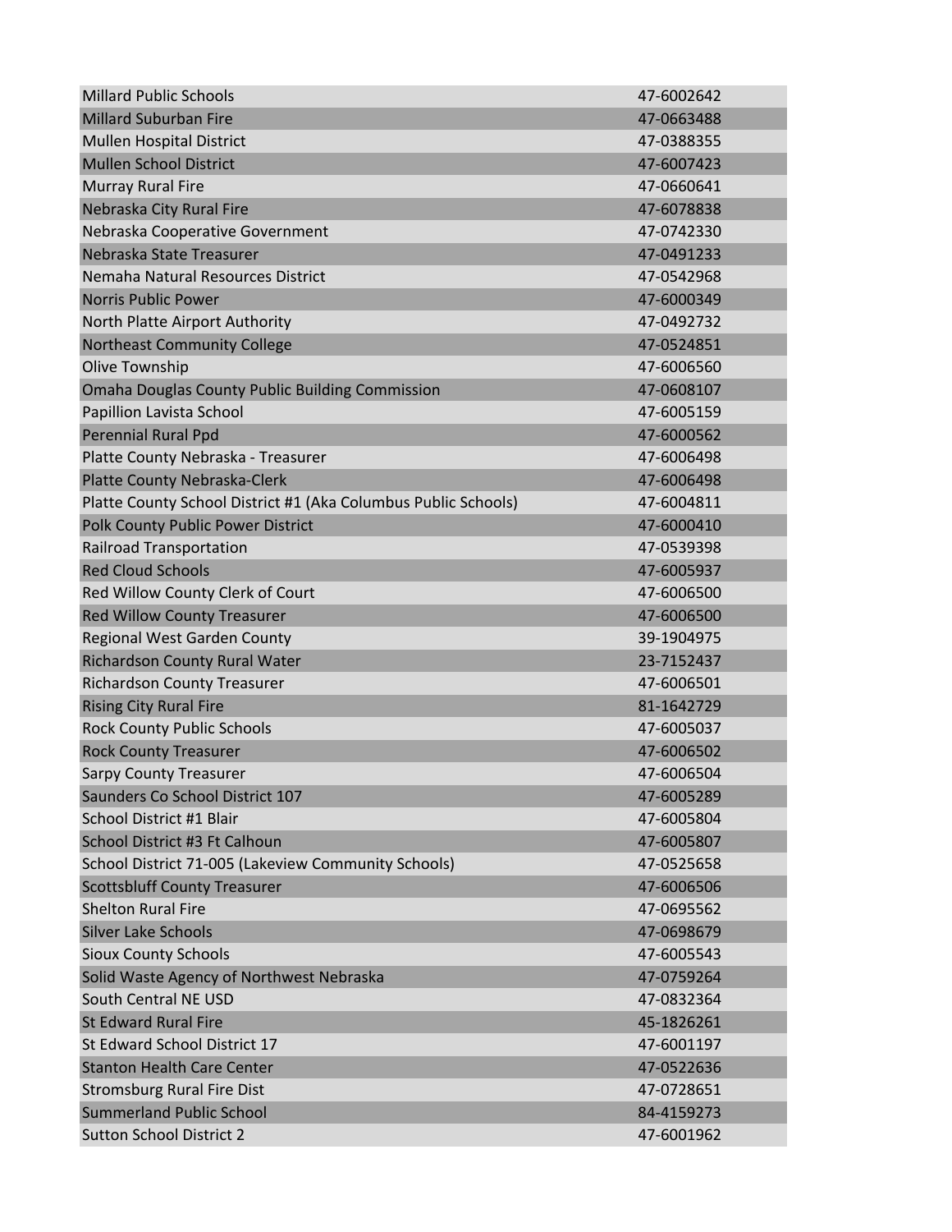| | |
|---|---|
| Millard Public Schools | 47-6002642 |
| Millard Suburban Fire | 47-0663488 |
| Mullen Hospital District | 47-0388355 |
| Mullen School District | 47-6007423 |
| Murray Rural Fire | 47-0660641 |
| Nebraska City Rural Fire | 47-6078838 |
| Nebraska Cooperative Government | 47-0742330 |
| Nebraska State Treasurer | 47-0491233 |
| Nemaha Natural Resources District | 47-0542968 |
| Norris Public Power | 47-6000349 |
| North Platte Airport Authority | 47-0492732 |
| Northeast Community College | 47-0524851 |
| Olive Township | 47-6006560 |
| Omaha Douglas County Public Building Commission | 47-0608107 |
| Papillion Lavista School | 47-6005159 |
| Perennial Rural Ppd | 47-6000562 |
| Platte County Nebraska - Treasurer | 47-6006498 |
| Platte County Nebraska-Clerk | 47-6006498 |
| Platte County School District #1 (Aka Columbus Public Schools) | 47-6004811 |
| Polk County Public Power District | 47-6000410 |
| Railroad Transportation | 47-0539398 |
| Red Cloud Schools | 47-6005937 |
| Red Willow County Clerk of Court | 47-6006500 |
| Red Willow County Treasurer | 47-6006500 |
| Regional West Garden County | 39-1904975 |
| Richardson County Rural Water | 23-7152437 |
| Richardson County Treasurer | 47-6006501 |
| Rising City Rural Fire | 81-1642729 |
| Rock County Public Schools | 47-6005037 |
| Rock County Treasurer | 47-6006502 |
| Sarpy County Treasurer | 47-6006504 |
| Saunders Co School District 107 | 47-6005289 |
| School District #1 Blair | 47-6005804 |
| School District #3 Ft Calhoun | 47-6005807 |
| School District 71-005 (Lakeview Community Schools) | 47-0525658 |
| Scottsbluff County Treasurer | 47-6006506 |
| Shelton Rural Fire | 47-0695562 |
| Silver Lake Schools | 47-0698679 |
| Sioux County Schools | 47-6005543 |
| Solid Waste Agency of Northwest Nebraska | 47-0759264 |
| South Central NE USD | 47-0832364 |
| St Edward Rural Fire | 45-1826261 |
| St Edward School District 17 | 47-6001197 |
| Stanton Health Care Center | 47-0522636 |
| Stromsburg Rural Fire Dist | 47-0728651 |
| Summerland Public School | 84-4159273 |
| Sutton School District 2 | 47-6001962 |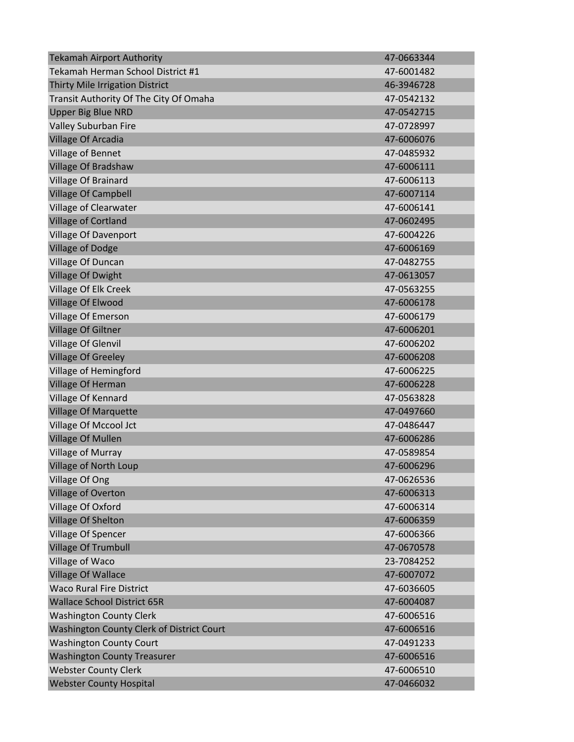| | |
|---|---|
| Tekamah Airport Authority | 47-0663344 |
| Tekamah Herman School District #1 | 47-6001482 |
| Thirty Mile Irrigation District | 46-3946728 |
| Transit Authority Of The City Of Omaha | 47-0542132 |
| Upper Big Blue NRD | 47-0542715 |
| Valley Suburban Fire | 47-0728997 |
| Village Of Arcadia | 47-6006076 |
| Village of Bennet | 47-0485932 |
| Village Of Bradshaw | 47-6006111 |
| Village Of Brainard | 47-6006113 |
| Village Of Campbell | 47-6007114 |
| Village of Clearwater | 47-6006141 |
| Village of Cortland | 47-0602495 |
| Village Of Davenport | 47-6004226 |
| Village of Dodge | 47-6006169 |
| Village Of Duncan | 47-0482755 |
| Village Of Dwight | 47-0613057 |
| Village Of Elk Creek | 47-0563255 |
| Village Of Elwood | 47-6006178 |
| Village Of Emerson | 47-6006179 |
| Village Of Giltner | 47-6006201 |
| Village Of Glenvil | 47-6006202 |
| Village Of Greeley | 47-6006208 |
| Village of Hemingford | 47-6006225 |
| Village Of Herman | 47-6006228 |
| Village Of Kennard | 47-0563828 |
| Village Of Marquette | 47-0497660 |
| Village Of Mccool Jct | 47-0486447 |
| Village Of Mullen | 47-6006286 |
| Village of Murray | 47-0589854 |
| Village of North Loup | 47-6006296 |
| Village Of Ong | 47-0626536 |
| Village of Overton | 47-6006313 |
| Village Of Oxford | 47-6006314 |
| Village Of Shelton | 47-6006359 |
| Village Of Spencer | 47-6006366 |
| Village Of Trumbull | 47-0670578 |
| Village of Waco | 23-7084252 |
| Village Of Wallace | 47-6007072 |
| Waco Rural Fire District | 47-6036605 |
| Wallace School District 65R | 47-6004087 |
| Washington County Clerk | 47-6006516 |
| Washington County Clerk of District Court | 47-6006516 |
| Washington County Court | 47-0491233 |
| Washington County Treasurer | 47-6006516 |
| Webster County Clerk | 47-6006510 |
| Webster County Hospital | 47-0466032 |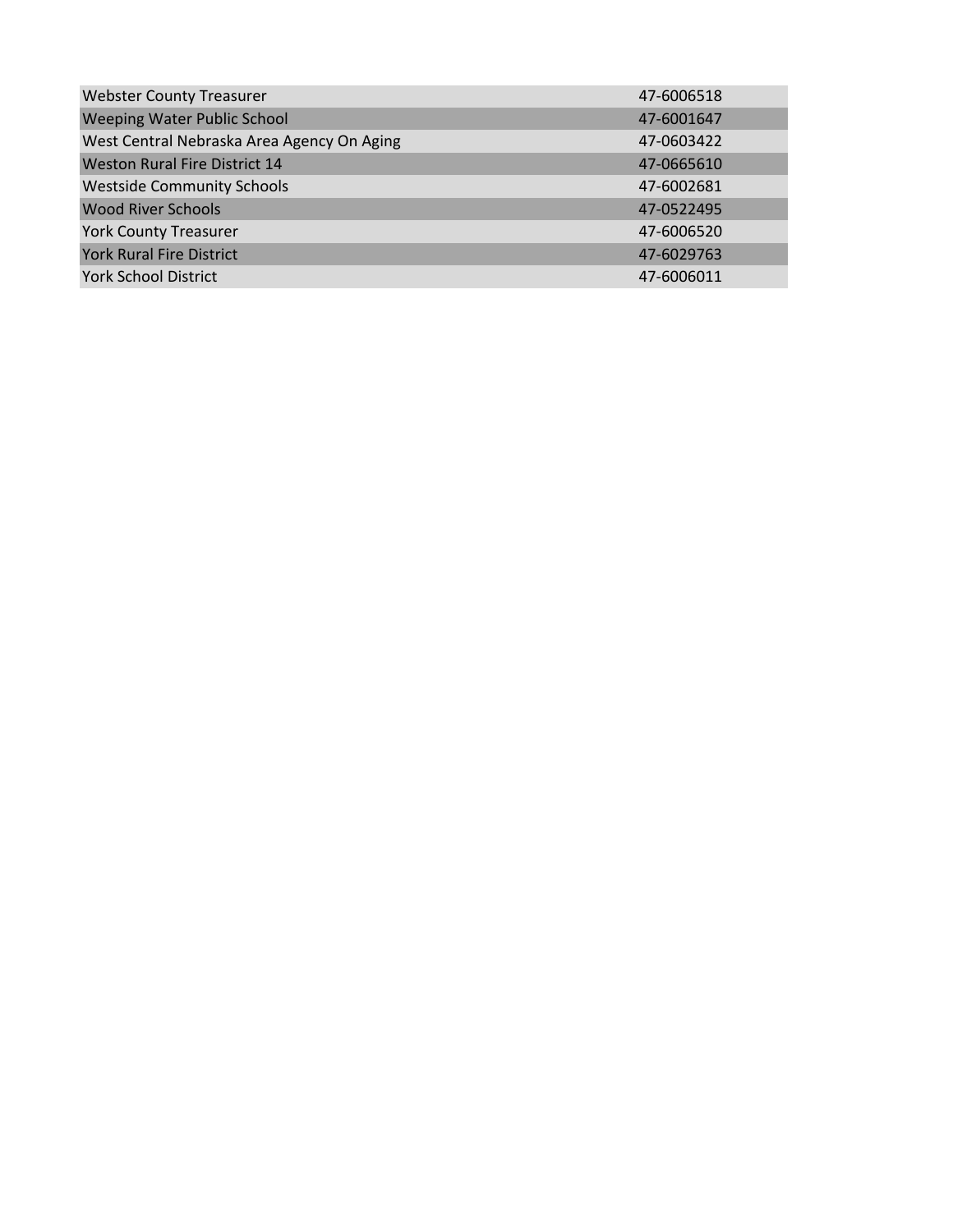| | |
|---|---|
| Webster County Treasurer | 47-6006518 |
| Weeping Water Public School | 47-6001647 |
| West Central Nebraska Area Agency On Aging | 47-0603422 |
| Weston Rural Fire District 14 | 47-0665610 |
| Westside Community Schools | 47-6002681 |
| Wood River Schools | 47-0522495 |
| York County Treasurer | 47-6006520 |
| York Rural Fire District | 47-6029763 |
| York School District | 47-6006011 |